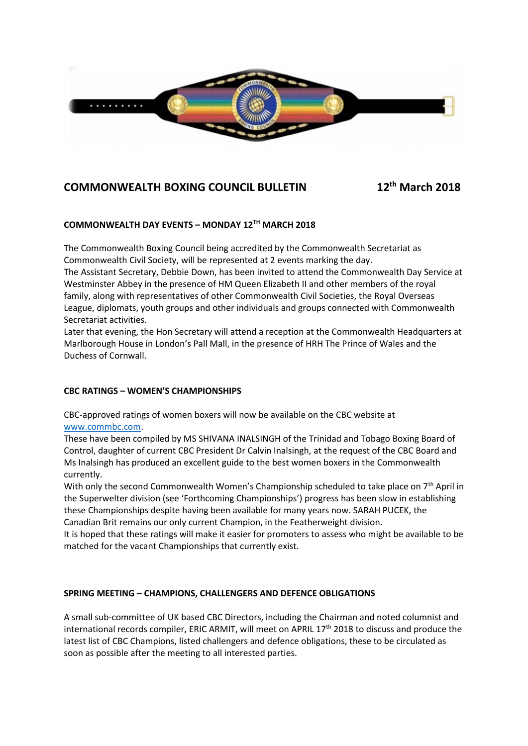## COMMONWEALTH BOXING COUNCIL BULLETIN 12th March 2018

### COMMONWEALTH DAY EVENTS – MONDAY 12TH MARCH 2018

The Commonwealth Boxing Council being accredited by the Commonwealth Secretariat as Commonwealth Civil Society, will be represented at 2 events marking the day.
The Assistant Secretary, Debbie Down, has been invited to attend the Commonwealth Day Service at Westminster Abbey in the presence of HM Queen Elizabeth II and other members of the royal family, along with representatives of other Commonwealth Civil Societies, the Royal Overseas League, diplomats, youth groups and other individuals and groups connected with Commonwealth Secretariat activities.
Later that evening, the Hon Secretary will attend a reception at the Commonwealth Headquarters at Marlborough House in London's Pall Mall, in the presence of HRH The Prince of Wales and the Duchess of Cornwall.

### CBC RATINGS – WOMEN'S CHAMPIONSHIPS

CBC-approved ratings of women boxers will now be available on the CBC website at www.commbc.com.
These have been compiled by MS SHIVANA INALSINGH of the Trinidad and Tobago Boxing Board of Control, daughter of current CBC President Dr Calvin Inalsingh, at the request of the CBC Board and Ms Inalsingh has produced an excellent guide to the best women boxers in the Commonwealth currently.
With only the second Commonwealth Women's Championship scheduled to take place on 7th April in the Superwelter division (see 'Forthcoming Championships') progress has been slow in establishing these Championships despite having been available for many years now. SARAH PUCEK, the Canadian Brit remains our only current Champion, in the Featherweight division.
It is hoped that these ratings will make it easier for promoters to assess who might be available to be matched for the vacant Championships that currently exist.

### SPRING MEETING – CHAMPIONS, CHALLENGERS AND DEFENCE OBLIGATIONS

A small sub-committee of UK based CBC Directors, including the Chairman and noted columnist and international records compiler, ERIC ARMIT, will meet on APRIL 17th 2018 to discuss and produce the latest list of CBC Champions, listed challengers and defence obligations, these to be circulated as soon as possible after the meeting to all interested parties.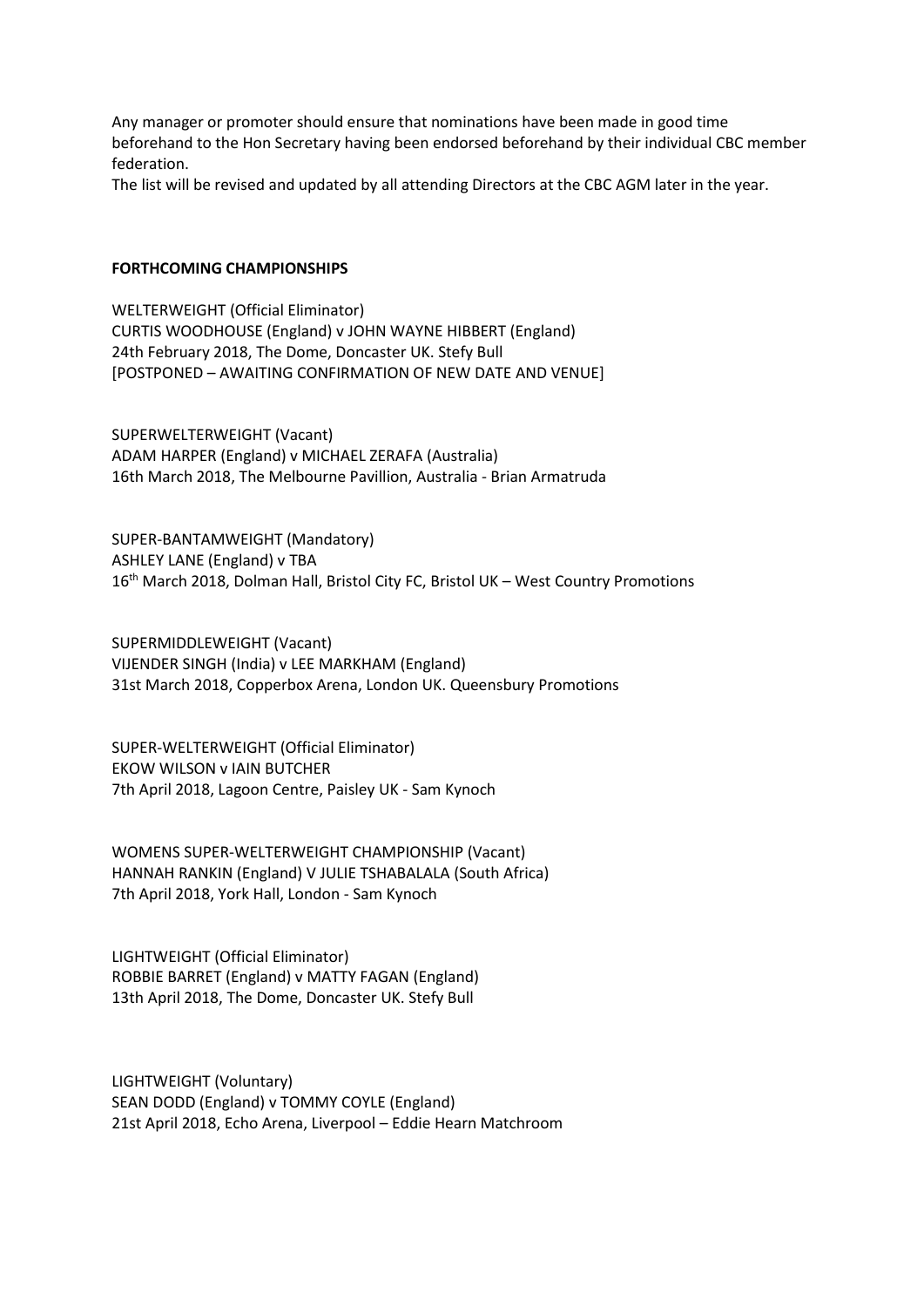Any manager or promoter should ensure that nominations have been made in good time beforehand to the Hon Secretary having been endorsed beforehand by their individual CBC member federation.
The list will be revised and updated by all attending Directors at the CBC AGM later in the year.

**FORTHCOMING CHAMPIONSHIPS**

WELTERWEIGHT (Official Eliminator)
CURTIS WOODHOUSE (England) v JOHN WAYNE HIBBERT (England)
24th February 2018, The Dome, Doncaster UK. Stefy Bull
[POSTPONED – AWAITING CONFIRMATION OF NEW DATE AND VENUE]

SUPERWELTERWEIGHT (Vacant)
ADAM HARPER (England) v MICHAEL ZERAFA (Australia)
16th March 2018, The Melbourne Pavillion, Australia - Brian Armatruda

SUPER-BANTAMWEIGHT (Mandatory)
ASHLEY LANE (England) v TBA
16th March 2018, Dolman Hall, Bristol City FC, Bristol UK – West Country Promotions

SUPERMIDDLEWEIGHT (Vacant)
VIJENDER SINGH (India) v LEE MARKHAM (England)
31st March 2018, Copperbox Arena, London UK. Queensbury Promotions

SUPER-WELTERWEIGHT (Official Eliminator)
EKOW WILSON v IAIN BUTCHER
7th April 2018, Lagoon Centre, Paisley UK - Sam Kynoch

WOMENS SUPER-WELTERWEIGHT CHAMPIONSHIP (Vacant)
HANNAH RANKIN (England) V JULIE TSHABALALA (South Africa)
7th April 2018, York Hall, London - Sam Kynoch

LIGHTWEIGHT (Official Eliminator)
ROBBIE BARRET (England) v MATTY FAGAN (England)
13th April 2018, The Dome, Doncaster UK. Stefy Bull

LIGHTWEIGHT (Voluntary)
SEAN DODD (England) v TOMMY COYLE (England)
21st April 2018, Echo Arena, Liverpool – Eddie Hearn Matchroom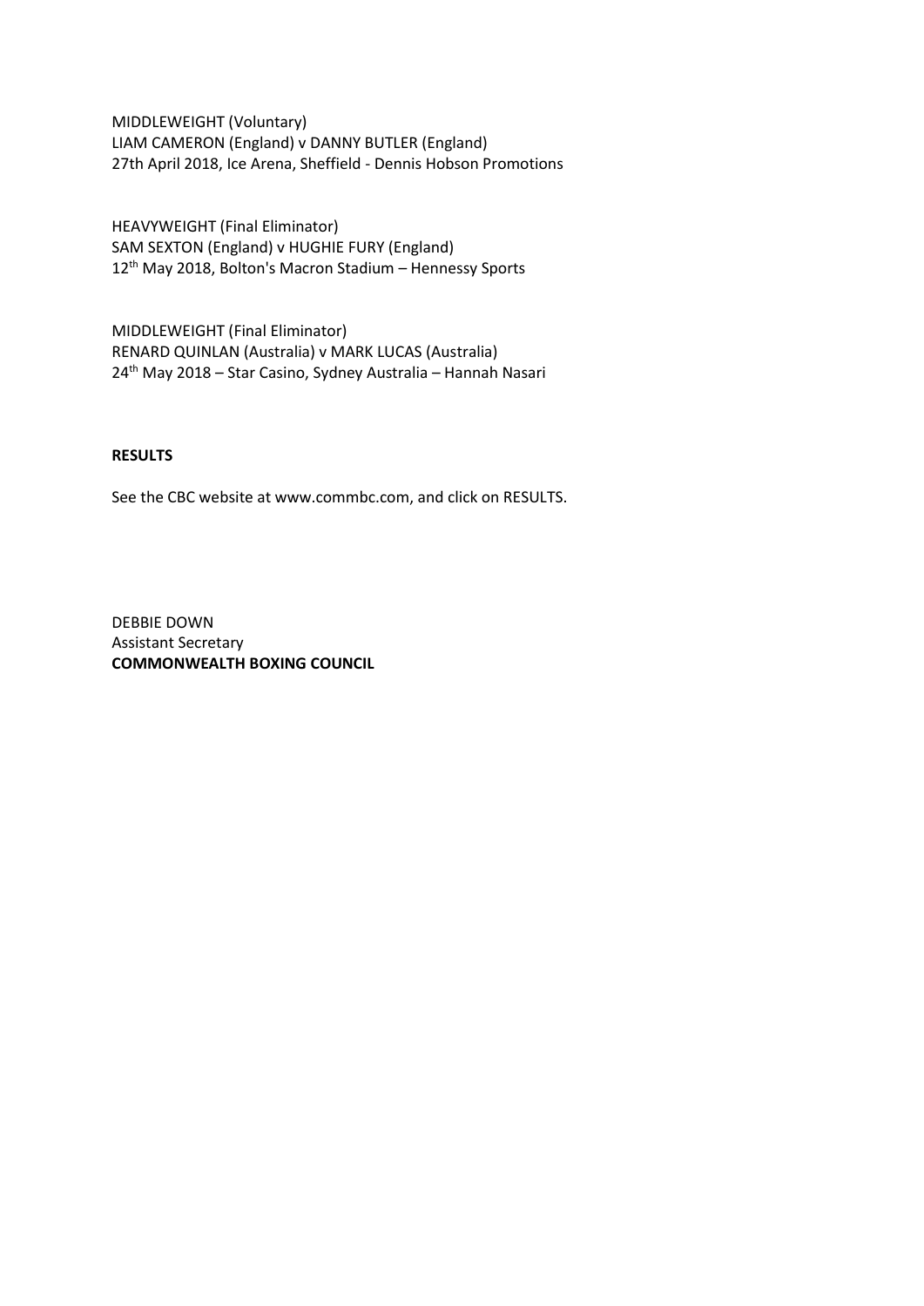MIDDLEWEIGHT (Voluntary)
LIAM CAMERON (England) v DANNY BUTLER (England)
27th April 2018, Ice Arena, Sheffield - Dennis Hobson Promotions

HEAVYWEIGHT (Final Eliminator)
SAM SEXTON (England) v HUGHIE FURY (England)
12th May 2018, Bolton's Macron Stadium – Hennessy Sports

MIDDLEWEIGHT (Final Eliminator)
RENARD QUINLAN (Australia) v MARK LUCAS (Australia)
24th May 2018 – Star Casino, Sydney Australia – Hannah Nasari

**RESULTS**

See the CBC website at www.commbc.com, and click on RESULTS.

DEBBIE DOWN
Assistant Secretary
**COMMONWEALTH BOXING COUNCIL**